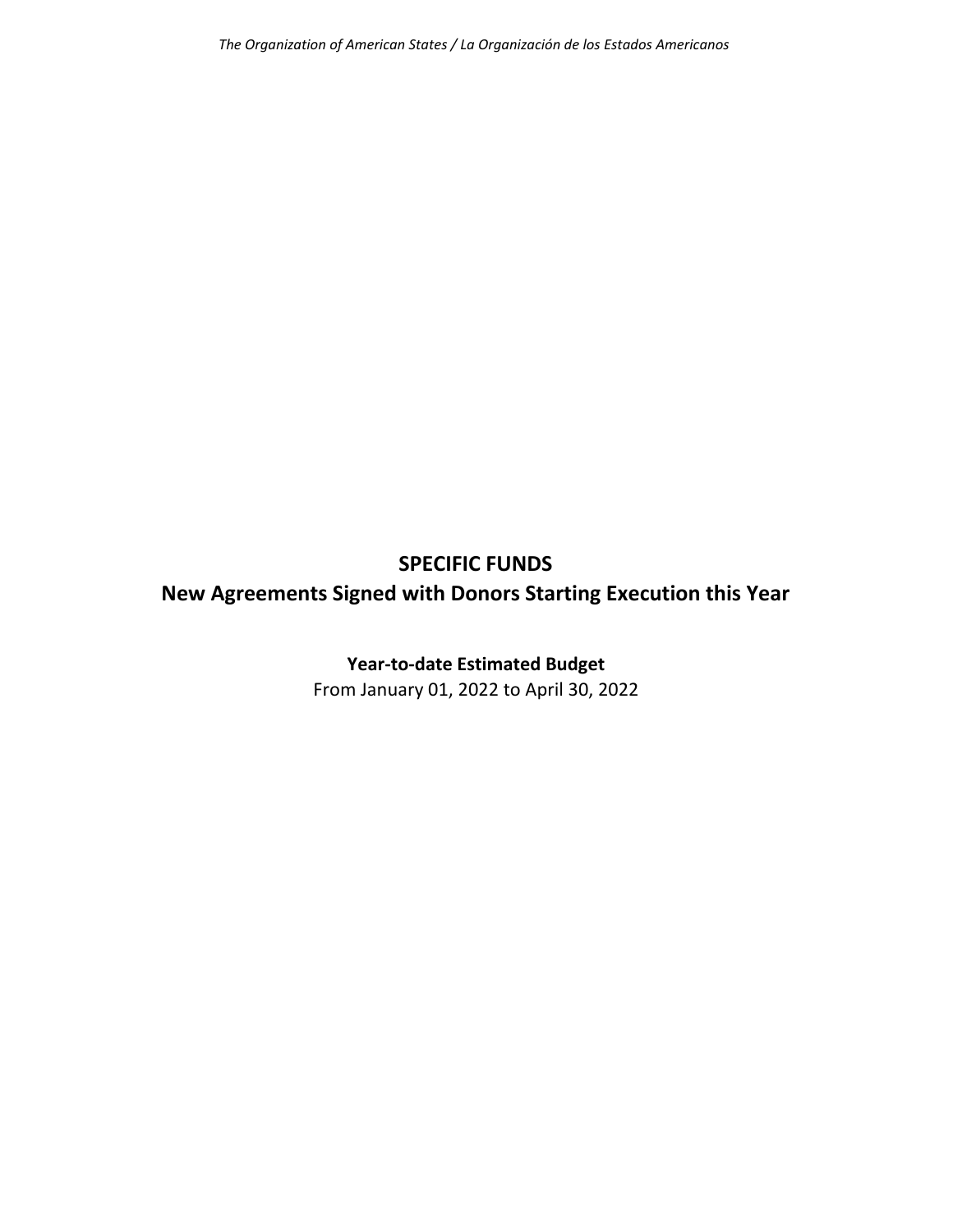# SPECIFIC FUNDS

# New Agreements Signed with Donors Starting Execution this Year

**Year-to-date Estimated Budget**

From January 01, 2022 to April 30, 2022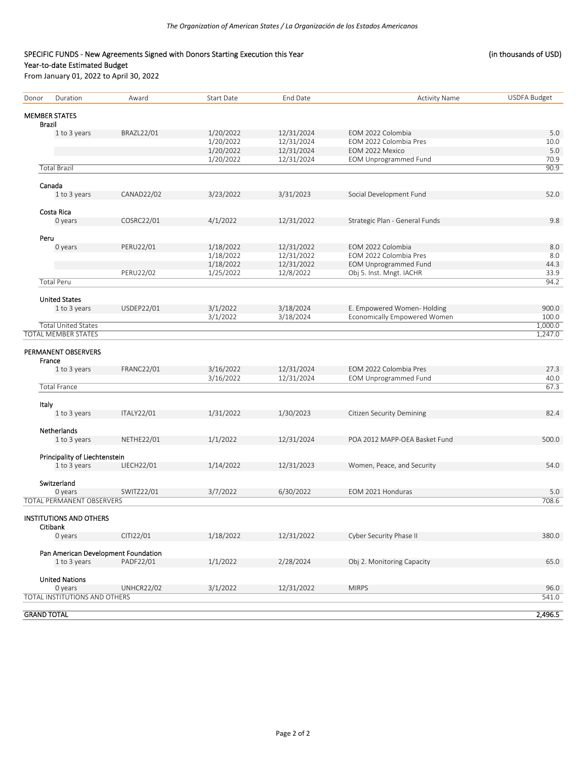SPECIFIC FUNDS - New Agreements Signed with Donors Starting Execution this Year

(in thousands of USD)

Year-to-date Estimated Budget

From January 01, 2022 to April 30, 2022

| Donor | Duration | Award | Start Date | End Date | Activity Name | USDFA Budget |
|---|---|---|---|---|---|---|
| **MEMBER STATES** | | | | | | |
| Brazil | | | | | | |
| | 1 to 3 years | BRAZL22/01 | 1/20/2022 | 12/31/2024 | EOM 2022 Colombia | 5.0 |
| | | | 1/20/2022 | 12/31/2024 | EOM 2022 Colombia Pres | 10.0 |
| | | | 1/20/2022 | 12/31/2024 | EOM 2022 Mexico | 5.0 |
| | | | 1/20/2022 | 12/31/2024 | EOM Unprogrammed Fund | 70.9 |
| Total Brazil | | | | | | 90.9 |
| Canada | | | | | | |
| | 1 to 3 years | CANAD22/02 | 3/23/2022 | 3/31/2023 | Social Development Fund | 52.0 |
| Costa Rica | | | | | | |
| | 0 years | COSRC22/01 | 4/1/2022 | 12/31/2022 | Strategic Plan - General Funds | 9.8 |
| Peru | | | | | | |
| | 0 years | PERU22/01 | 1/18/2022 | 12/31/2022 | EOM 2022 Colombia | 8.0 |
| | | | 1/18/2022 | 12/31/2022 | EOM 2022 Colombia Pres | 8.0 |
| | | | 1/18/2022 | 12/31/2022 | EOM Unprogrammed Fund | 44.3 |
| | | PERU22/02 | 1/25/2022 | 12/8/2022 | Obj 5. Inst. Mngt. IACHR | 33.9 |
| Total Peru | | | | | | 94.2 |
| United States | | | | | | |
| | 1 to 3 years | USDEP22/01 | 3/1/2022 | 3/18/2024 | E. Empowered Women- Holding | 900.0 |
| | | | 3/1/2022 | 3/18/2024 | Economically Empowered Women | 100.0 |
| Total United States | | | | | | 1,000.0 |
| TOTAL MEMBER STATES | | | | | | 1,247.0 |
| **PERMANENT OBSERVERS** | | | | | | |
| France | | | | | | |
| | 1 to 3 years | FRANC22/01 | 3/16/2022 | 12/31/2024 | EOM 2022 Colombia Pres | 27.3 |
| | | | 3/16/2022 | 12/31/2024 | EOM Unprogrammed Fund | 40.0 |
| Total France | | | | | | 67.3 |
| Italy | | | | | | |
| | 1 to 3 years | ITALY22/01 | 1/31/2022 | 1/30/2023 | Citizen Security Demining | 82.4 |
| Netherlands | | | | | | |
| | 1 to 3 years | NETHE22/01 | 1/1/2022 | 12/31/2024 | POA 2012 MAPP-OEA Basket Fund | 500.0 |
| Principality of Liechtenstein | | | | | | |
| | 1 to 3 years | LIECH22/01 | 1/14/2022 | 12/31/2023 | Women, Peace, and Security | 54.0 |
| Switzerland | | | | | | |
| | 0 years | SWITZ22/01 | 3/7/2022 | 6/30/2022 | EOM 2021 Honduras | 5.0 |
| TOTAL PERMANENT OBSERVERS | | | | | | 708.6 |
| **INSTITUTIONS AND OTHERS** | | | | | | |
| Citibank | | | | | | |
| | 0 years | CITI22/01 | 1/18/2022 | 12/31/2022 | Cyber Security Phase II | 380.0 |
| Pan American Development Foundation | | | | | | |
| | 1 to 3 years | PADF22/01 | 1/1/2022 | 2/28/2024 | Obj 2. Monitoring Capacity | 65.0 |
| United Nations | | | | | | |
| | 0 years | UNHCR22/02 | 3/1/2022 | 12/31/2022 | MIRPS | 96.0 |
| TOTAL INSTITUTIONS AND OTHERS | | | | | | 541.0 |
| **GRAND TOTAL** | | | | | | **2,496.5** |